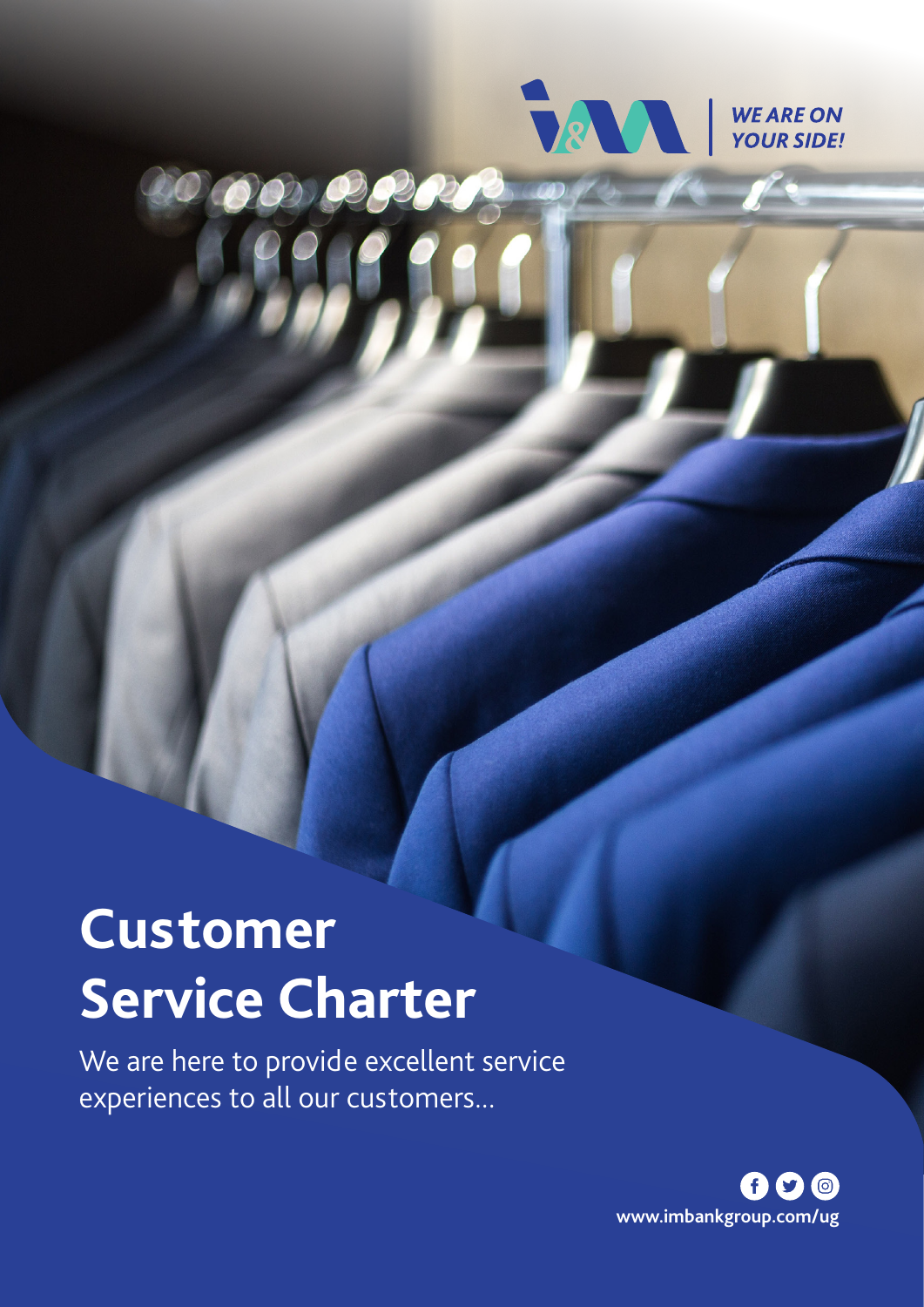WE ARE ON YOUR SIDE!

# Customer Service Charter

We are here to provide excellent service experiences to all our customers...

www.imbankgroup.com/ug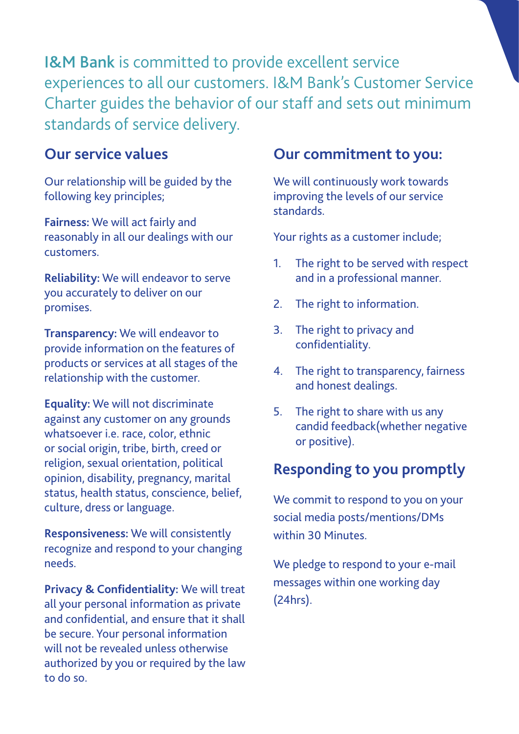**I&M Bank** is committed to provide excellent service experiences to all our customers. I&M Bank's Customer Service Charter guides the behavior of our staff and sets out minimum standards of service delivery.

## Our service values

Our relationship will be guided by the following key principles;

**Fairness:** We will act fairly and reasonably in all our dealings with our customers.

**Reliability:** We will endeavor to serve you accurately to deliver on our promises.

**Transparency:** We will endeavor to provide information on the features of products or services at all stages of the relationship with the customer.

**Equality:** We will not discriminate against any customer on any grounds whatsoever i.e. race, color, ethnic or social origin, tribe, birth, creed or religion, sexual orientation, political opinion, disability, pregnancy, marital status, health status, conscience, belief, culture, dress or language.

**Responsiveness:** We will consistently recognize and respond to your changing needs.

**Privacy & Confidentiality:** We will treat all your personal information as private and confidential, and ensure that it shall be secure. Your personal information will not be revealed unless otherwise authorized by you or required by the law to do so.

## Our commitment to you:

We will continuously work towards improving the levels of our service standards.

Your rights as a customer include;

1. The right to be served with respect and in a professional manner.
2. The right to information.
3. The right to privacy and confidentiality.
4. The right to transparency, fairness and honest dealings.
5. The right to share with us any candid feedback(whether negative or positive).

## Responding to you promptly

We commit to respond to you on your social media posts/mentions/DMs within 30 Minutes.

We pledge to respond to your e-mail messages within one working day (24hrs).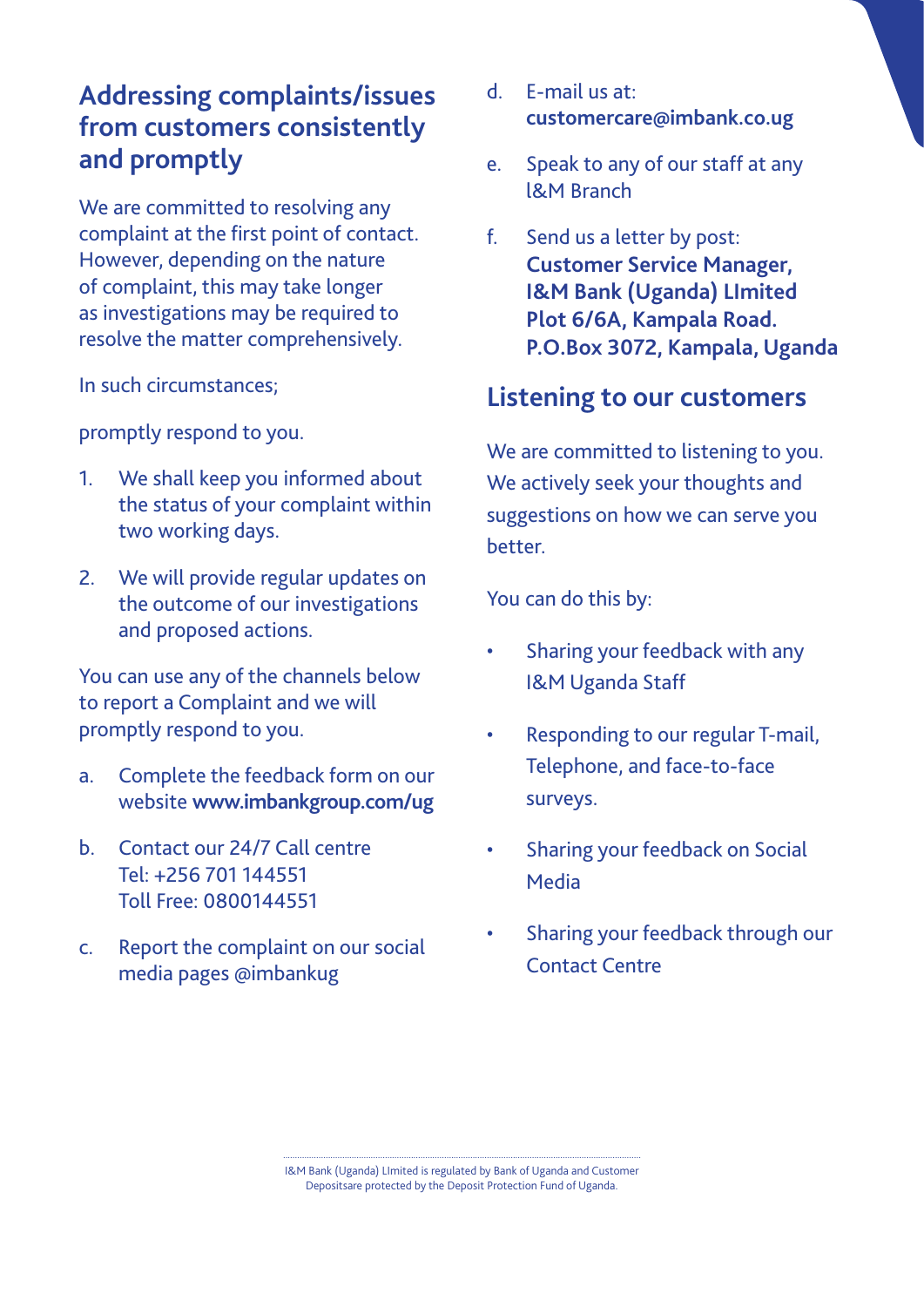## Addressing complaints/issues from customers consistently and promptly

We are committed to resolving any complaint at the first point of contact. However, depending on the nature of complaint, this may take longer as investigations may be required to resolve the matter comprehensively.

In such circumstances;

promptly respond to you.

1. We shall keep you informed about the status of your complaint within two working days.
2. We will provide regular updates on the outcome of our investigations and proposed actions.

You can use any of the channels below to report a Complaint and we will promptly respond to you.

a. Complete the feedback form on our website **www.imbankgroup.com/ug**

b. Contact our 24/7 Call centre  
Tel: +256 701 144551  
Toll Free: 0800144551

c. Report the complaint on our social media pages @imbankug

d. E-mail us at:  
**customercare@imbank.co.ug**

e. Speak to any of our staff at any l&M Branch

f. Send us a letter by post:  
**Customer Service Manager,**  
**I&M Bank (Uganda) LImited**  
**Plot 6/6A, Kampala Road.**  
**P.O.Box 3072, Kampala, Uganda**

## Listening to our customers

We are committed to listening to you. We actively seek your thoughts and suggestions on how we can serve you better.

You can do this by:

- Sharing your feedback with any I&M Uganda Staff
- Responding to our regular T-mail, Telephone, and face-to-face surveys.
- Sharing your feedback on Social Media
- Sharing your feedback through our Contact Centre

I&M Bank (Uganda) LImited is regulated by Bank of Uganda and Customer Depositsare protected by the Deposit Protection Fund of Uganda.